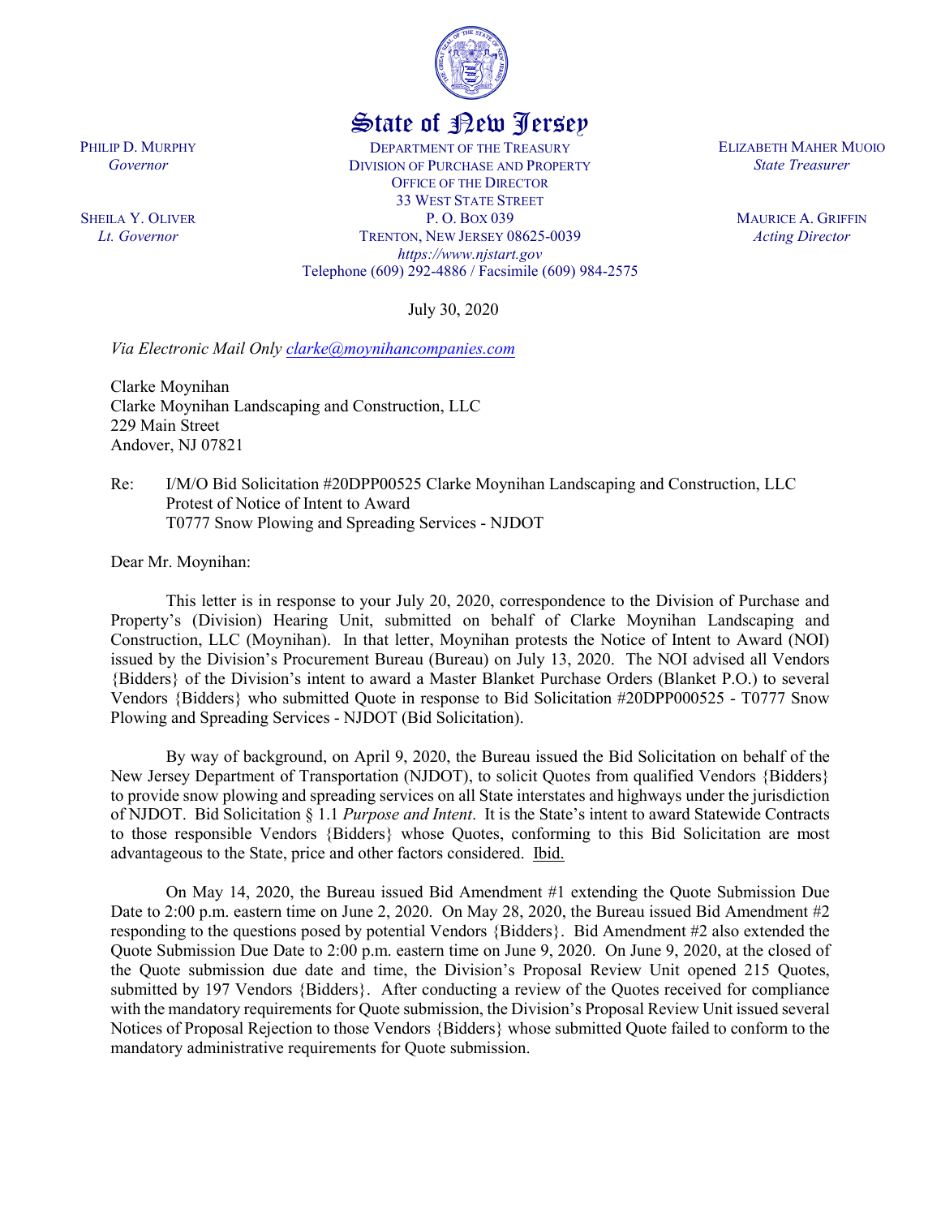# State of New Jersey

PHILIP D. MURPHY
*Governor*

SHEILA Y. OLIVER
*Lt. Governor*

DEPARTMENT OF THE TREASURY
DIVISION OF PURCHASE AND PROPERTY
OFFICE OF THE DIRECTOR
33 WEST STATE STREET
P. O. BOX 039
TRENTON, NEW JERSEY 08625-0039
*https://www.njstart.gov*
Telephone (609) 292-4886 / Facsimile (609) 984-2575

ELIZABETH MAHER MUOIO
*State Treasurer*

MAURICE A. GRIFFIN
*Acting Director*

July 30, 2020

*Via Electronic Mail Only clarke@moynihancompanies.com*

Clarke Moynihan
Clarke Moynihan Landscaping and Construction, LLC
229 Main Street
Andover, NJ 07821

Re: I/M/O Bid Solicitation #20DPP00525 Clarke Moynihan Landscaping and Construction, LLC
Protest of Notice of Intent to Award
T0777 Snow Plowing and Spreading Services - NJDOT

Dear Mr. Moynihan:

This letter is in response to your July 20, 2020, correspondence to the Division of Purchase and Property's (Division) Hearing Unit, submitted on behalf of Clarke Moynihan Landscaping and Construction, LLC (Moynihan). In that letter, Moynihan protests the Notice of Intent to Award (NOI) issued by the Division's Procurement Bureau (Bureau) on July 13, 2020. The NOI advised all Vendors {Bidders} of the Division's intent to award a Master Blanket Purchase Orders (Blanket P.O.) to several Vendors {Bidders} who submitted Quote in response to Bid Solicitation #20DPP000525 - T0777 Snow Plowing and Spreading Services - NJDOT (Bid Solicitation).

By way of background, on April 9, 2020, the Bureau issued the Bid Solicitation on behalf of the New Jersey Department of Transportation (NJDOT), to solicit Quotes from qualified Vendors {Bidders} to provide snow plowing and spreading services on all State interstates and highways under the jurisdiction of NJDOT. Bid Solicitation § 1.1 *Purpose and Intent*. It is the State's intent to award Statewide Contracts to those responsible Vendors {Bidders} whose Quotes, conforming to this Bid Solicitation are most advantageous to the State, price and other factors considered. Ibid.

On May 14, 2020, the Bureau issued Bid Amendment #1 extending the Quote Submission Due Date to 2:00 p.m. eastern time on June 2, 2020. On May 28, 2020, the Bureau issued Bid Amendment #2 responding to the questions posed by potential Vendors {Bidders}. Bid Amendment #2 also extended the Quote Submission Due Date to 2:00 p.m. eastern time on June 9, 2020. On June 9, 2020, at the closed of the Quote submission due date and time, the Division's Proposal Review Unit opened 215 Quotes, submitted by 197 Vendors {Bidders}. After conducting a review of the Quotes received for compliance with the mandatory requirements for Quote submission, the Division's Proposal Review Unit issued several Notices of Proposal Rejection to those Vendors {Bidders} whose submitted Quote failed to conform to the mandatory administrative requirements for Quote submission.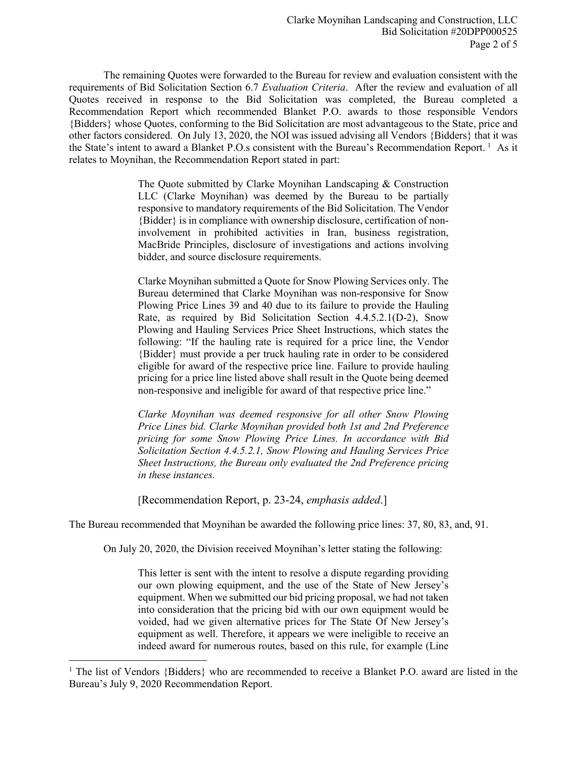The remaining Quotes were forwarded to the Bureau for review and evaluation consistent with the requirements of Bid Solicitation Section 6.7 *Evaluation Criteria*. After the review and evaluation of all Quotes received in response to the Bid Solicitation was completed, the Bureau completed a Recommendation Report which recommended Blanket P.O. awards to those responsible Vendors {Bidders} whose Quotes, conforming to the Bid Solicitation are most advantageous to the State, price and other factors considered. On July 13, 2020, the NOI was issued advising all Vendors {Bidders} that it was the State's intent to award a Blanket P.O.s consistent with the Bureau's Recommendation Report.[1] As it relates to Moynihan, the Recommendation Report stated in part:

> The Quote submitted by Clarke Moynihan Landscaping & Construction LLC (Clarke Moynihan) was deemed by the Bureau to be partially responsive to mandatory requirements of the Bid Solicitation. The Vendor {Bidder} is in compliance with ownership disclosure, certification of non-involvement in prohibited activities in Iran, business registration, MacBride Principles, disclosure of investigations and actions involving bidder, and source disclosure requirements.
>
> Clarke Moynihan submitted a Quote for Snow Plowing Services only. The Bureau determined that Clarke Moynihan was non-responsive for Snow Plowing Price Lines 39 and 40 due to its failure to provide the Hauling Rate, as required by Bid Solicitation Section 4.4.5.2.1(D-2), Snow Plowing and Hauling Services Price Sheet Instructions, which states the following: "If the hauling rate is required for a price line, the Vendor {Bidder} must provide a per truck hauling rate in order to be considered eligible for award of the respective price line. Failure to provide hauling pricing for a price line listed above shall result in the Quote being deemed non-responsive and ineligible for award of that respective price line."
>
> *Clarke Moynihan was deemed responsive for all other Snow Plowing Price Lines bid. Clarke Moynihan provided both 1st and 2nd Preference pricing for some Snow Plowing Price Lines. In accordance with Bid Solicitation Section 4.4.5.2.1, Snow Plowing and Hauling Services Price Sheet Instructions, the Bureau only evaluated the 2nd Preference pricing in these instances.*
>
> [Recommendation Report, p. 23-24, *emphasis added*.]

The Bureau recommended that Moynihan be awarded the following price lines: 37, 80, 83, and, 91.

On July 20, 2020, the Division received Moynihan's letter stating the following:

> This letter is sent with the intent to resolve a dispute regarding providing our own plowing equipment, and the use of the State of New Jersey's equipment. When we submitted our bid pricing proposal, we had not taken into consideration that the pricing bid with our own equipment would be voided, had we given alternative prices for The State Of New Jersey's equipment as well. Therefore, it appears we were ineligible to receive an indeed award for numerous routes, based on this rule, for example (Line

[1] The list of Vendors {Bidders} who are recommended to receive a Blanket P.O. award are listed in the Bureau's July 9, 2020 Recommendation Report.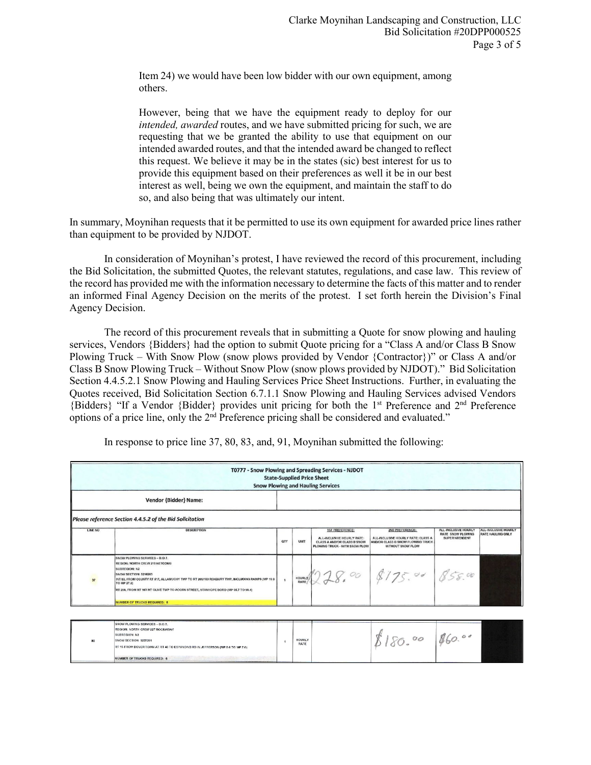> Item 24) we would have been low bidder with our own equipment, among others.
>
> However, being that we have the equipment ready to deploy for our *intended, awarded* routes, and we have submitted pricing for such, we are requesting that we be granted the ability to use that equipment on our intended awarded routes, and that the intended award be changed to reflect this request. We believe it may be in the states (sic) best interest for us to provide this equipment based on their preferences as well it be in our best interest as well, being we own the equipment, and maintain the staff to do so, and also being that was ultimately our intent.

In summary, Moynihan requests that it be permitted to use its own equipment for awarded price lines rather than equipment to be provided by NJDOT.

In consideration of Moynihan's protest, I have reviewed the record of this procurement, including the Bid Solicitation, the submitted Quotes, the relevant statutes, regulations, and case law. This review of the record has provided me with the information necessary to determine the facts of this matter and to render an informed Final Agency Decision on the merits of the protest. I set forth herein the Division's Final Agency Decision.

The record of this procurement reveals that in submitting a Quote for snow plowing and hauling services, Vendors {Bidders} had the option to submit Quote pricing for a "Class A and/or Class B Snow Plowing Truck – With Snow Plow (snow plows provided by Vendor {Contractor})" or Class A and/or Class B Snow Plowing Truck – Without Snow Plow (snow plows provided by NJDOT)." Bid Solicitation Section 4.4.5.2.1 Snow Plowing and Hauling Services Price Sheet Instructions. Further, in evaluating the Quotes received, Bid Solicitation Section 6.7.1.1 Snow Plowing and Hauling Services advised Vendors {Bidders} "If a Vendor {Bidder} provides unit pricing for both the 1st Preference and 2nd Preference options of a price line, only the 2nd Preference pricing shall be considered and evaluated."

In response to price line 37, 80, 83, and, 91, Moynihan submitted the following:

**T0777 - Snow Plowing and Spreading Services - NJDOT**
**State-Supplied Price Sheet**
**Snow Plowing and Hauling Services**

**Vendor {Bidder} Name:**

*Please reference Section 4.4.5.2 of the Bid Solicitation*

| LINE NO | DESCRIPTION | QTY | UNIT | 1ST PREFERENCE: ALL-INCLUSIVE HOURLY RATE: CLASS A AND/OR CLASS B SNOW PLOWING TRUCK - WITH SNOW PLOW | 2ND PREFERENCE: ALL-INCLUSIVE HOURLY RATE: CLASS A AND/OR CLASS B SNOW PLOWING TRUCK WITHOUT SNOW PLOW | ALL-INCLUSIVE HOURLY RATE SNOW PLOWING SUPERINTENDENT | ALL-INCLUSIVE HOURLY RATE HAULING ONLY |
|---|---|---|---|---|---|---|---|
| 37 | SNOW PLOWING SERVICES – D.O.T. REGION: NORTH CREW 215 NETCONG SUBREGION: N2 SNOW SECTION: 5218263 INT 80, FROM COUNTY RT 517, ALLAMUCHY TWP TO RT 206/183 ROXBURY TWP, INCLUDING RAMPS (MP 19.0 TO MP 27.2) RT 206, FROM RT 183 MT OLIVE TWP TO ACORN STREET, STANHOPE BORO (MP 95.7 TO 98.4) NUMBER OF TRUCKS REQUIRED: 8 | 1 | HOURLY RATE | $228.00 | $175.00 | $858.00 | |
| 80 | SNOW PLOWING SERVICES – D.O.T. REGION: NORTH CREW 227 ROCKAWAY SUBREGION: N3 SNOW SECTION: 5227261 RT 15 FROM DOVER TOWN AT RT 46 TO ESPANONG RD IN JEFFERSON (MP 0.0 TO MP 7.0) NUMBER OF TRUCKS REQUIRED: 6 | 1 | HOURLY RATE | | $180.00 | $860.00 | |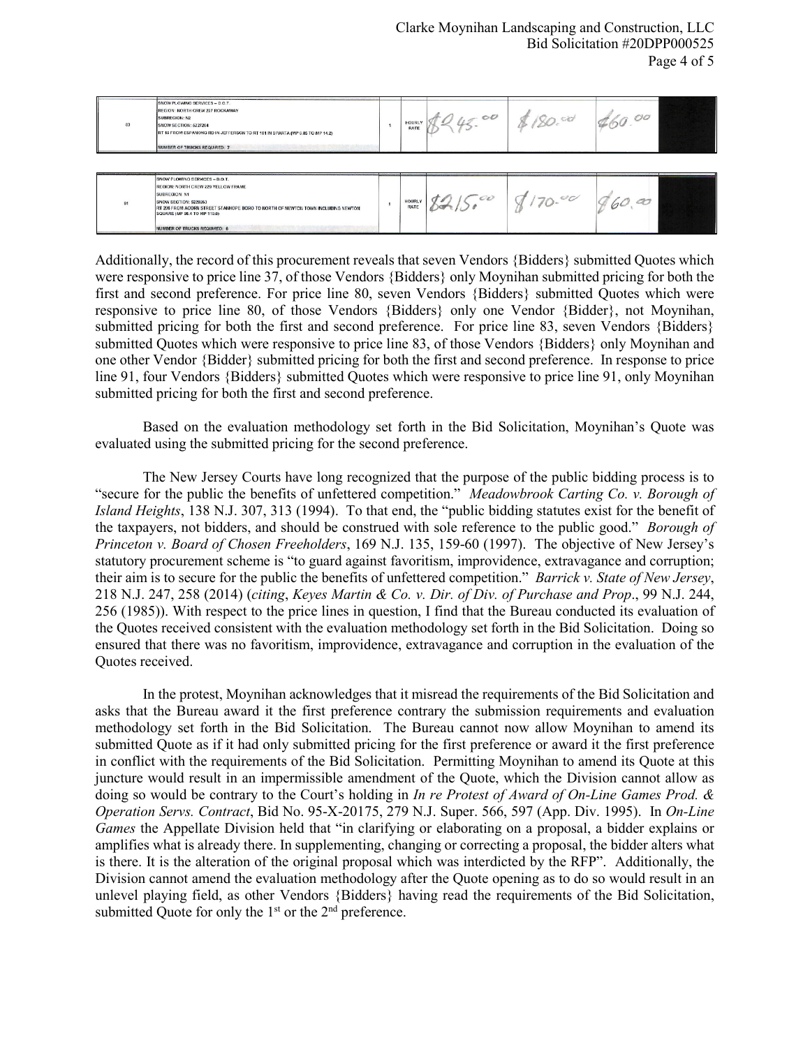| 83 | SNOW PLOWING SERVICES – D.O.T. REGION: NORTH CREW 227 ROCKAWAY SUBREGION: N2 SNOW SECTION: 5227264 RT 15 FROM ESPANONG RD IN JEFFERSON TO RT 181 IN SPARTA (MP 5.85 TO MP 14.2) NUMBER OF TRUCKS REQUIRED: 7 | 1 | HOURLY RATE | $245.00 | $180.00 | $60.00 | |
|---|---|---|---|---|---|---|---|

| 91 | SNOW PLOWING SERVICES – D.O.T. REGION: NORTH CREW 229 YELLOW FRAME SUBREGION: N1 SNOW SECTION: 5229263 RT 206 FROM ACORN STREET STANHOPE BORO TO NORTH OF NEWTON TOWN INCLUDING NEWTON SQUARE (MP 98.4 TO MP 110.0) NUMBER OF TRUCKS REQUIRED: 6 | 1 | HOURLY RATE | $215.00 | $170.00 | $60.00 | |
|---|---|---|---|---|---|---|---|

Additionally, the record of this procurement reveals that seven Vendors {Bidders} submitted Quotes which were responsive to price line 37, of those Vendors {Bidders} only Moynihan submitted pricing for both the first and second preference. For price line 80, seven Vendors {Bidders} submitted Quotes which were responsive to price line 80, of those Vendors {Bidders} only one Vendor {Bidder}, not Moynihan, submitted pricing for both the first and second preference. For price line 83, seven Vendors {Bidders} submitted Quotes which were responsive to price line 83, of those Vendors {Bidders} only Moynihan and one other Vendor {Bidder} submitted pricing for both the first and second preference. In response to price line 91, four Vendors {Bidders} submitted Quotes which were responsive to price line 91, only Moynihan submitted pricing for both the first and second preference.

Based on the evaluation methodology set forth in the Bid Solicitation, Moynihan's Quote was evaluated using the submitted pricing for the second preference.

The New Jersey Courts have long recognized that the purpose of the public bidding process is to "secure for the public the benefits of unfettered competition." *Meadowbrook Carting Co. v. Borough of Island Heights*, 138 N.J. 307, 313 (1994). To that end, the "public bidding statutes exist for the benefit of the taxpayers, not bidders, and should be construed with sole reference to the public good." *Borough of Princeton v. Board of Chosen Freeholders*, 169 N.J. 135, 159-60 (1997). The objective of New Jersey's statutory procurement scheme is "to guard against favoritism, improvidence, extravagance and corruption; their aim is to secure for the public the benefits of unfettered competition." *Barrick v. State of New Jersey*, 218 N.J. 247, 258 (2014) (*citing*, *Keyes Martin & Co. v. Dir. of Div. of Purchase and Prop*., 99 N.J. 244, 256 (1985)). With respect to the price lines in question, I find that the Bureau conducted its evaluation of the Quotes received consistent with the evaluation methodology set forth in the Bid Solicitation. Doing so ensured that there was no favoritism, improvidence, extravagance and corruption in the evaluation of the Quotes received.

In the protest, Moynihan acknowledges that it misread the requirements of the Bid Solicitation and asks that the Bureau award it the first preference contrary the submission requirements and evaluation methodology set forth in the Bid Solicitation. The Bureau cannot now allow Moynihan to amend its submitted Quote as if it had only submitted pricing for the first preference or award it the first preference in conflict with the requirements of the Bid Solicitation. Permitting Moynihan to amend its Quote at this juncture would result in an impermissible amendment of the Quote, which the Division cannot allow as doing so would be contrary to the Court's holding in *In re Protest of Award of On-Line Games Prod. & Operation Servs. Contract*, Bid No. 95-X-20175, 279 N.J. Super. 566, 597 (App. Div. 1995). In *On-Line Games* the Appellate Division held that "in clarifying or elaborating on a proposal, a bidder explains or amplifies what is already there. In supplementing, changing or correcting a proposal, the bidder alters what is there. It is the alteration of the original proposal which was interdicted by the RFP". Additionally, the Division cannot amend the evaluation methodology after the Quote opening as to do so would result in an unlevel playing field, as other Vendors {Bidders} having read the requirements of the Bid Solicitation, submitted Quote for only the 1st or the 2nd preference.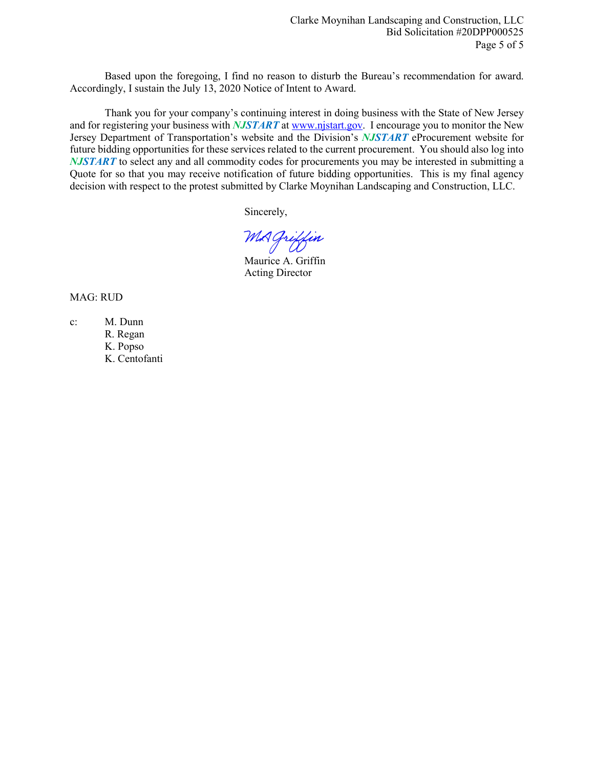Based upon the foregoing, I find no reason to disturb the Bureau's recommendation for award. Accordingly, I sustain the July 13, 2020 Notice of Intent to Award.

Thank you for your company's continuing interest in doing business with the State of New Jersey and for registering your business with ***NJSTART*** at [www.njstart.gov](http://www.njstart.gov). I encourage you to monitor the New Jersey Department of Transportation's website and the Division's ***NJSTART*** eProcurement website for future bidding opportunities for these services related to the current procurement. You should also log into ***NJSTART*** to select any and all commodity codes for procurements you may be interested in submitting a Quote for so that you may receive notification of future bidding opportunities. This is my final agency decision with respect to the protest submitted by Clarke Moynihan Landscaping and Construction, LLC.

Sincerely,

MA Griffin

Maurice A. Griffin
Acting Director

MAG: RUD

c: M. Dunn
R. Regan
K. Popso
K. Centofanti